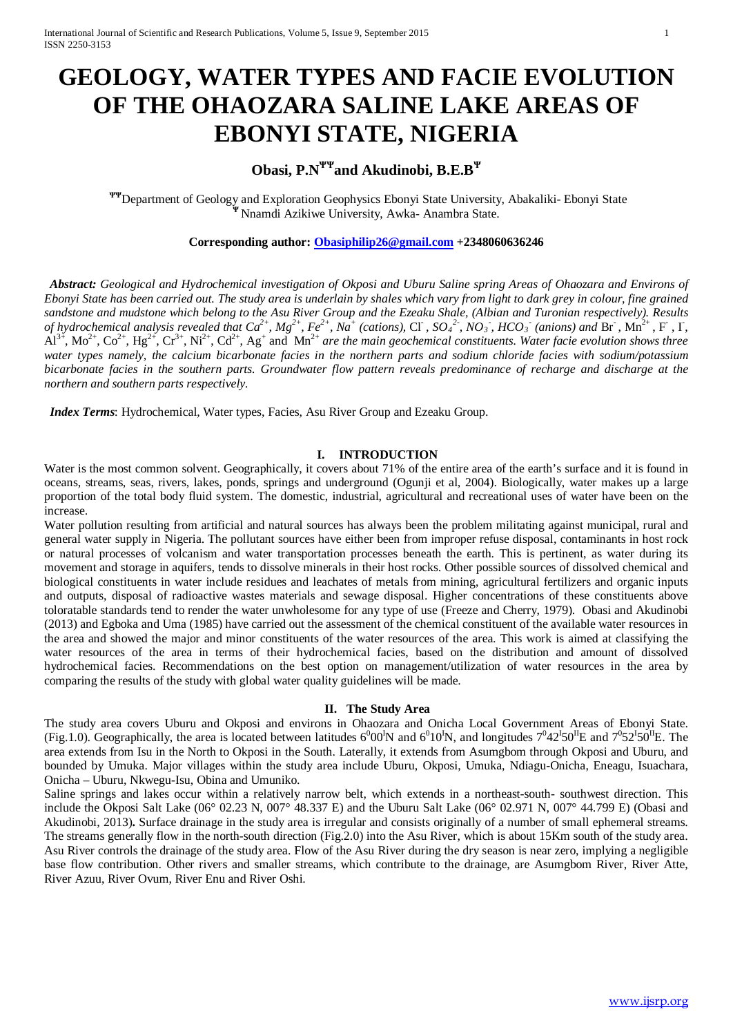# GEOLOGY, WATER TYPES AND FACIE EVOLUTION OF THE OHAOZARA SALINE LAKE AREAS OF EBONYI STATE, NIGERIA

**Obasi, P.N[ΨΨ] and Akudinobi, B.E.B[Ψ]**

[ΨΨ]Department of Geology and Exploration Geophysics Ebonyi State University, Abakaliki- Ebonyi State
[Ψ] Nnamdi Azikiwe University, Awka- Anambra State.

**Corresponding author: Obasiphilip26@gmail.com +2348060636246**

***Abstract:*** *Geological and Hydrochemical investigation of Okposi and Uburu Saline spring Areas of Ohaozara and Environs of Ebonyi State has been carried out. The study area is underlain by shales which vary from light to dark grey in colour, fine grained sandstone and mudstone which belong to the Asu River Group and the Ezeaku Shale, (Albian and Turonian respectively). Results of hydrochemical analysis revealed that $Ca^{2+}$, $Mg^{2+}$, $Fe^{2+}$, $Na^{+}$ (cations),* $Cl^-$ *,* $SO_4^{2-}$*,* $NO_3^-$*,* $HCO_3^-$ *(anions) and* $Br^-$, $Mn^{2+}$ , $F^-$ , $I^-$, $Al^{3+}$, $Mo^{2+}$, $Co^{2+}$, $Hg^{2+}$, $Cr^{3+}$, $Ni^{2+}$, $Cd^{2+}$, $Ag^{+}$ and $Mn^{2+}$ *are the main geochemical constituents. Water facie evolution shows three water types namely, the calcium bicarbonate facies in the northern parts and sodium chloride facies with sodium/potassium bicarbonate facies in the southern parts. Groundwater flow pattern reveals predominance of recharge and discharge at the northern and southern parts respectively.*

***Index Terms***: Hydrochemical, Water types, Facies, Asu River Group and Ezeaku Group.

## I. INTRODUCTION

Water is the most common solvent. Geographically, it covers about 71% of the entire area of the earth's surface and it is found in oceans, streams, seas, rivers, lakes, ponds, springs and underground (Ogunji et al, 2004). Biologically, water makes up a large proportion of the total body fluid system. The domestic, industrial, agricultural and recreational uses of water have been on the increase.

Water pollution resulting from artificial and natural sources has always been the problem militating against municipal, rural and general water supply in Nigeria. The pollutant sources have either been from improper refuse disposal, contaminants in host rock or natural processes of volcanism and water transportation processes beneath the earth. This is pertinent, as water during its movement and storage in aquifers, tends to dissolve minerals in their host rocks. Other possible sources of dissolved chemical and biological constituents in water include residues and leachates of metals from mining, agricultural fertilizers and organic inputs and outputs, disposal of radioactive wastes materials and sewage disposal. Higher concentrations of these constituents above toloratable standards tend to render the water unwholesome for any type of use (Freeze and Cherry, 1979). Obasi and Akudinobi (2013) and Egboka and Uma (1985) have carried out the assessment of the chemical constituent of the available water resources in the area and showed the major and minor constituents of the water resources of the area. This work is aimed at classifying the water resources of the area in terms of their hydrochemical facies, based on the distribution and amount of dissolved hydrochemical facies. Recommendations on the best option on management/utilization of water resources in the area by comparing the results of the study with global water quality guidelines will be made.

## II. The Study Area

The study area covers Uburu and Okposi and environs in Ohaozara and Onicha Local Government Areas of Ebonyi State. (Fig.1.0). Geographically, the area is located between latitudes $6^0 00^I$N and $6^0 10^I$N, and longitudes $7^0 42^I 50^{II}$E and $7^0 52^I 50^{II}$E. The area extends from Isu in the North to Okposi in the South. Laterally, it extends from Asumgbom through Okposi and Uburu, and bounded by Umuka. Major villages within the study area include Uburu, Okposi, Umuka, Ndiagu-Onicha, Eneagu, Isuachara, Onicha – Uburu, Nkwegu-Isu, Obina and Umuniko.

Saline springs and lakes occur within a relatively narrow belt, which extends in a northeast-south- southwest direction. This include the Okposi Salt Lake (06° 02.23 N, 007° 48.337 E) and the Uburu Salt Lake (06° 02.971 N, 007° 44.799 E) (Obasi and Akudinobi, 2013)**.** Surface drainage in the study area is irregular and consists originally of a number of small ephemeral streams. The streams generally flow in the north-south direction (Fig.2.0) into the Asu River, which is about 15Km south of the study area. Asu River controls the drainage of the study area. Flow of the Asu River during the dry season is near zero, implying a negligible base flow contribution. Other rivers and smaller streams, which contribute to the drainage, are Asumgbom River, River Atte, River Azuu, River Ovum, River Enu and River Oshi.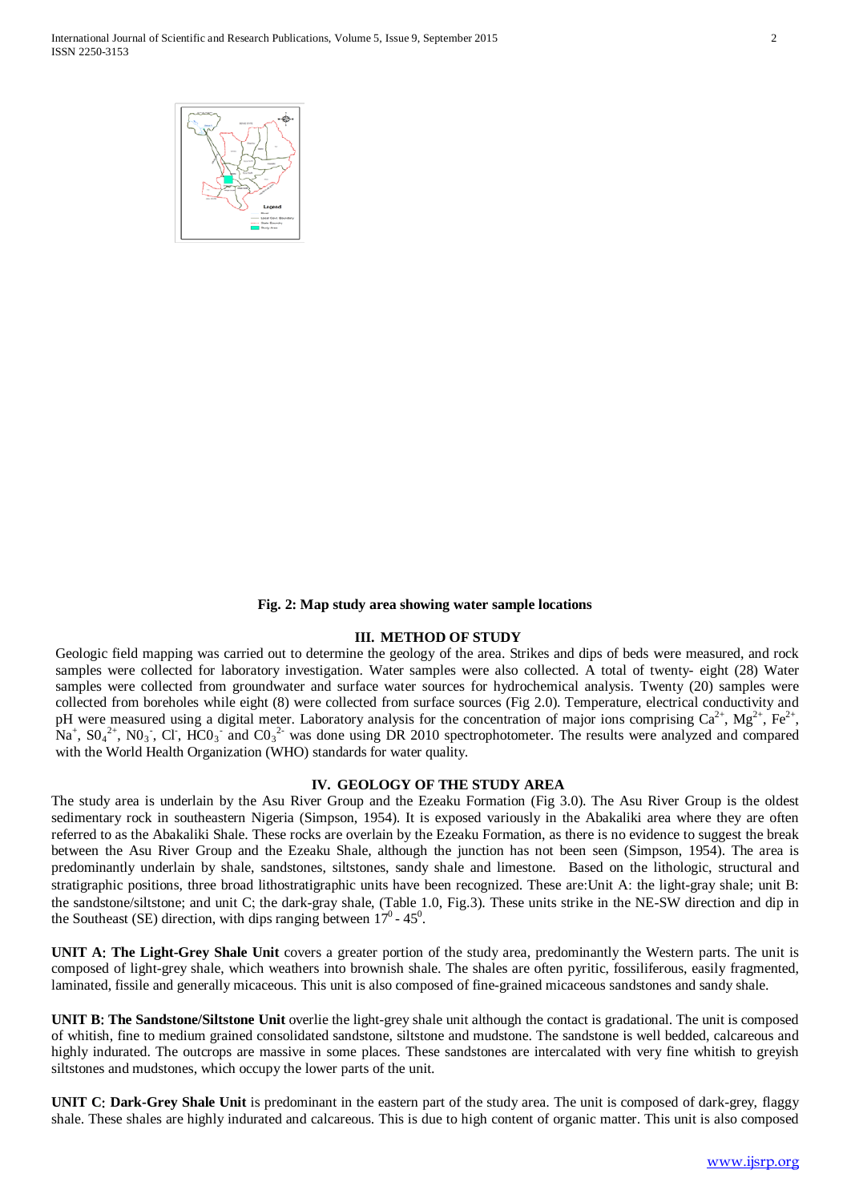Fig. 2: Map study area showing water sample locations

## III. METHOD OF STUDY

Geologic field mapping was carried out to determine the geology of the area. Strikes and dips of beds were measured, and rock samples were collected for laboratory investigation. Water samples were also collected. A total of twenty- eight (28) Water samples were collected from groundwater and surface water sources for hydrochemical analysis. Twenty (20) samples were collected from boreholes while eight (8) were collected from surface sources (Fig 2.0). Temperature, electrical conductivity and pH were measured using a digital meter. Laboratory analysis for the concentration of major ions comprising $Ca^{2+}$, $Mg^{2+}$, $Fe^{2+}$, $Na^{+}$, $S0_4^{2+}$, $N0_3^{-}$, $Cl^{-}$, $HC0_3^{-}$ and $C0_3^{2-}$ was done using DR 2010 spectrophotometer. The results were analyzed and compared with the World Health Organization (WHO) standards for water quality.

## IV. GEOLOGY OF THE STUDY AREA

The study area is underlain by the Asu River Group and the Ezeaku Formation (Fig 3.0). The Asu River Group is the oldest sedimentary rock in southeastern Nigeria (Simpson, 1954). It is exposed variously in the Abakaliki area where they are often referred to as the Abakaliki Shale. These rocks are overlain by the Ezeaku Formation, as there is no evidence to suggest the break between the Asu River Group and the Ezeaku Shale, although the junction has not been seen (Simpson, 1954). The area is predominantly underlain by shale, sandstones, siltstones, sandy shale and limestone. Based on the lithologic, structural and stratigraphic positions, three broad lithostratigraphic units have been recognized. These are:Unit A: the light-gray shale; unit B: the sandstone/siltstone; and unit C; the dark-gray shale, (Table 1.0, Fig.3). These units strike in the NE-SW direction and dip in the Southeast (SE) direction, with dips ranging between $17^0$ - $45^0$.

**UNIT A**: **The Light-Grey Shale Unit** covers a greater portion of the study area, predominantly the Western parts. The unit is composed of light-grey shale, which weathers into brownish shale. The shales are often pyritic, fossiliferous, easily fragmented, laminated, fissile and generally micaceous. This unit is also composed of fine-grained micaceous sandstones and sandy shale.

**UNIT B**: **The Sandstone/Siltstone Unit** overlie the light-grey shale unit although the contact is gradational. The unit is composed of whitish, fine to medium grained consolidated sandstone, siltstone and mudstone. The sandstone is well bedded, calcareous and highly indurated. The outcrops are massive in some places. These sandstones are intercalated with very fine whitish to greyish siltstones and mudstones, which occupy the lower parts of the unit.

**UNIT C**: **Dark-Grey Shale Unit** is predominant in the eastern part of the study area. The unit is composed of dark-grey, flaggy shale. These shales are highly indurated and calcareous. This is due to high content of organic matter. This unit is also composed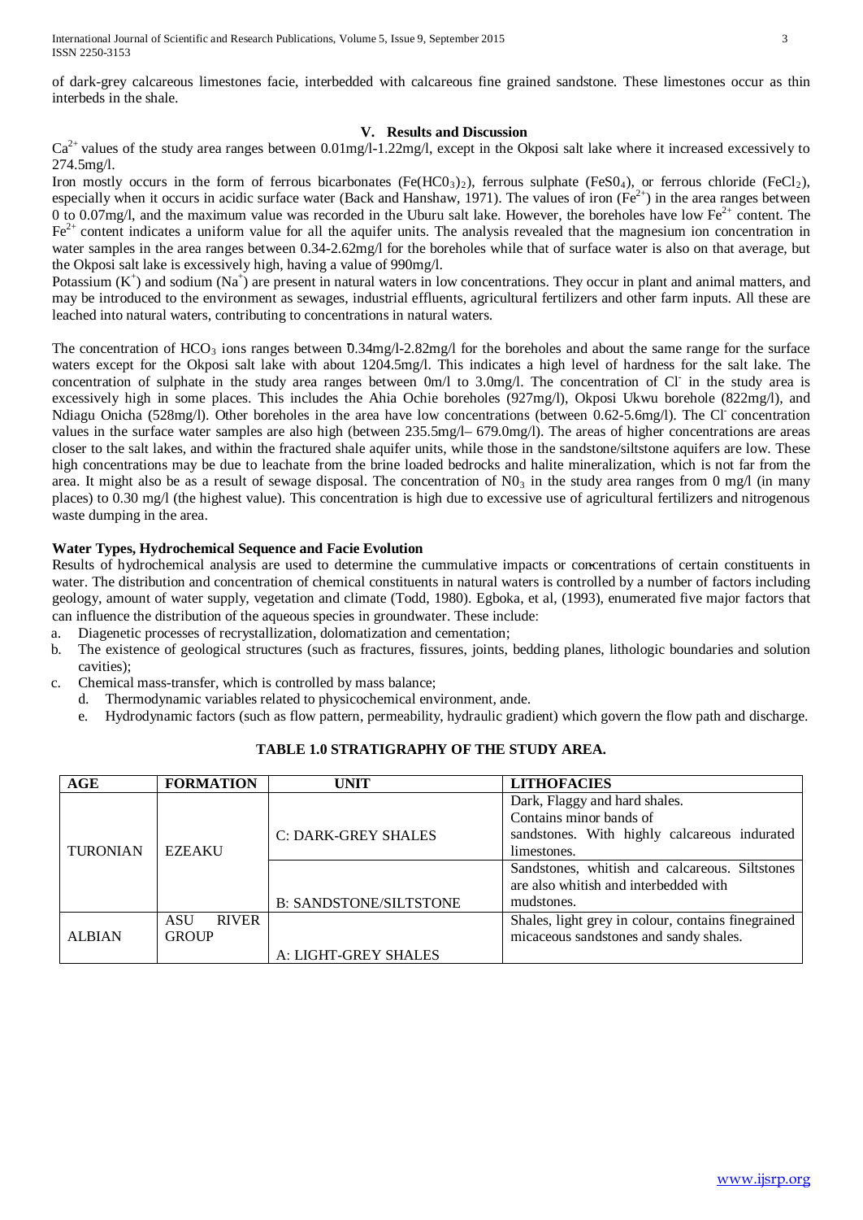of dark-grey calcareous limestones facie, interbedded with calcareous fine grained sandstone. These limestones occur as thin interbeds in the shale.

## V. Results and Discussion

$Ca^{2+}$ values of the study area ranges between 0.01mg/l-1.22mg/l, except in the Okposi salt lake where it increased excessively to 274.5mg/l.

Iron mostly occurs in the form of ferrous bicarbonates ($Fe(HC0_3)_2$), ferrous sulphate ($FeS0_4$), or ferrous chloride ($FeCl_2$), especially when it occurs in acidic surface water (Back and Hanshaw, 1971). The values of iron ($Fe^{2+}$) in the area ranges between 0 to 0.07mg/l, and the maximum value was recorded in the Uburu salt lake. However, the boreholes have low $Fe^{2+}$ content. The $Fe^{2+}$ content indicates a uniform value for all the aquifer units. The analysis revealed that the magnesium ion concentration in water samples in the area ranges between 0.34-2.62mg/l for the boreholes while that of surface water is also on that average, but the Okposi salt lake is excessively high, having a value of 990mg/l.

Potassium ($K^+$) and sodium ($Na^+$) are present in natural waters in low concentrations. They occur in plant and animal matters, and may be introduced to the environment as sewages, industrial effluents, agricultural fertilizers and other farm inputs. All these are leached into natural waters, contributing to concentrations in natural waters.

The concentration of $HCO_3$ ions ranges between 0.34mg/l-2.82mg/l for the boreholes and about the same range for the surface waters except for the Okposi salt lake with about 1204.5mg/l. This indicates a high level of hardness for the salt lake. The concentration of sulphate in the study area ranges between 0m/l to 3.0mg/l. The concentration of $Cl^-$ in the study area is excessively high in some places. This includes the Ahia Ochie boreholes (927mg/l), Okposi Ukwu borehole (822mg/l), and Ndiagu Onicha (528mg/l). Other boreholes in the area have low concentrations (between 0.62-5.6mg/l). The $Cl^-$ concentration values in the surface water samples are also high (between 235.5mg/l– 679.0mg/l). The areas of higher concentrations are areas closer to the salt lakes, and within the fractured shale aquifer units, while those in the sandstone/siltstone aquifers are low. These high concentrations may be due to leachate from the brine loaded bedrocks and halite mineralization, which is not far from the area. It might also be as a result of sewage disposal. The concentration of $N0_3$ in the study area ranges from 0 mg/l (in many places) to 0.30 mg/l (the highest value). This concentration is high due to excessive use of agricultural fertilizers and nitrogenous waste dumping in the area.

### Water Types, Hydrochemical Sequence and Facie Evolution

Results of hydrochemical analysis are used to determine the cummulative impacts or concentrations of certain constituents in water. The distribution and concentration of chemical constituents in natural waters is controlled by a number of factors including geology, amount of water supply, vegetation and climate (Todd, 1980). Egboka, et al, (1993), enumerated five major factors that can influence the distribution of the aqueous species in groundwater. These include:

a. Diagenetic processes of recrystallization, dolomatization and cementation;
b. The existence of geological structures (such as fractures, fissures, joints, bedding planes, lithologic boundaries and solution cavities);
c. Chemical mass-transfer, which is controlled by mass balance;
d. Thermodynamic variables related to physicochemical environment, ande.
e. Hydrodynamic factors (such as flow pattern, permeability, hydraulic gradient) which govern the flow path and discharge.

**TABLE 1.0 STRATIGRAPHY OF THE STUDY AREA.**

| AGE | FORMATION | UNIT | LITHOFACIES |
|---|---|---|---|
| TURONIAN | EZEAKU | C: DARK-GREY SHALES | Dark, Flaggy and hard shales. Contains minor bands of sandstones. With highly calcareous indurated limestones. |
| | | B: SANDSTONE/SILTSTONE | Sandstones, whitish and calcareous. Siltstones are also whitish and interbedded with mudstones. |
| ALBIAN | ASU RIVER GROUP | A: LIGHT-GREY SHALES | Shales, light grey in colour, contains finegrained micaceous sandstones and sandy shales. |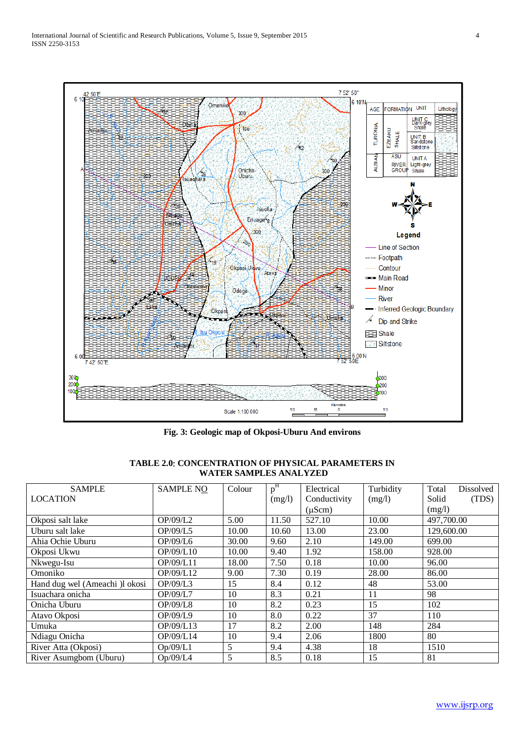**Fig. 3: Geologic map of Okposi-Uburu And environs**

**TABLE 2.0: CONCENTRATION OF PHYSICAL PARAMETERS IN WATER SAMPLES ANALYZED**

| SAMPLE LOCATION | SAMPLE NO | Colour | $p^H$ (mg/l) | Electrical Conductivity (µScm) | Turbidity (mg/l) | Total Dissolved Solid (TDS) (mg/l) |
|---|---|---|---|---|---|---|
| Okposi salt lake | OP/09/L2 | 5.00 | 11.50 | 527.10 | 10.00 | 497,700.00 |
| Uburu salt lake | OP/09/L5 | 10.00 | 10.60 | 13.00 | 23.00 | 129,600.00 |
| Ahia Ochie Uburu | OP/09/L6 | 30.00 | 9.60 | 2.10 | 149.00 | 699.00 |
| Okposi Ukwu | OP/09/L10 | 10.00 | 9.40 | 1.92 | 158.00 | 928.00 |
| Nkwegu-Isu | OP/09/L11 | 18.00 | 7.50 | 0.18 | 10.00 | 96.00 |
| Omoniko | OP/09/L12 | 9.00 | 7.30 | 0.19 | 28.00 | 86.00 |
| Hand dug wel (Ameachi )l okosi | OP/09/L3 | 15 | 8.4 | 0.12 | 48 | 53.00 |
| Isuachara onicha | OP/09/L7 | 10 | 8.3 | 0.21 | 11 | 98 |
| Onicha Uburu | OP/09/L8 | 10 | 8.2 | 0.23 | 15 | 102 |
| Atavo Okposi | OP/09/L9 | 10 | 8.0 | 0.22 | 37 | 110 |
| Umuka | OP/09/L13 | 17 | 8.2 | 2.00 | 148 | 284 |
| Ndiagu Onicha | OP/09/L14 | 10 | 9.4 | 2.06 | 1800 | 80 |
| River Atta (Okposi) | Op/09/L1 | 5 | 9.4 | 4.38 | 18 | 1510 |
| River Asumgbom (Uburu) | Op/09/L4 | 5 | 8.5 | 0.18 | 15 | 81 |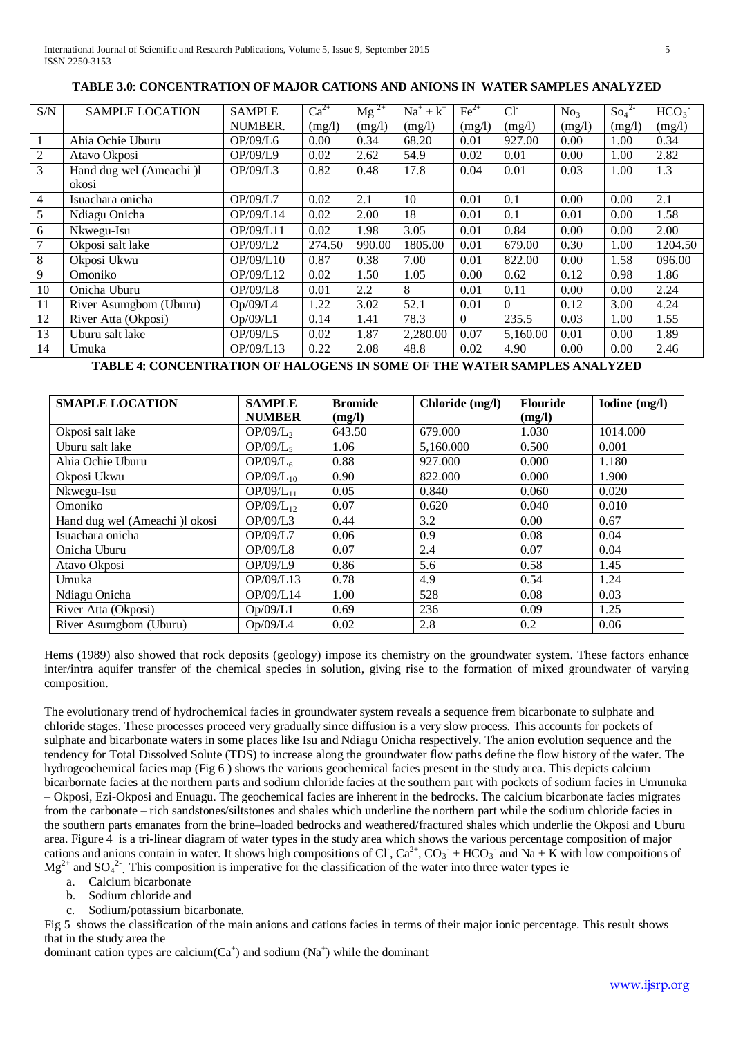**TABLE 3.0: CONCENTRATION OF MAJOR CATIONS AND ANIONS IN WATER SAMPLES ANALYZED**

| S/N | SAMPLE LOCATION | SAMPLE NUMBER. | $Ca^{2+}$ (mg/l) | $Mg^{2+}$ (mg/l) | $Na^+ + k^+$ (mg/l) | $Fe^{2+}$ (mg/l) | $Cl^-$ (mg/l) | $No_3$ (mg/l) | $So_4^{2-}$ (mg/l) | $HCO_3^-$ (mg/l) |
|---|---|---|---|---|---|---|---|---|---|---|
| 1 | Ahia Ochie Uburu | OP/09/L6 | 0.00 | 0.34 | 68.20 | 0.01 | 927.00 | 0.00 | 1.00 | 0.34 |
| 2 | Atavo Okposi | OP/09/L9 | 0.02 | 2.62 | 54.9 | 0.02 | 0.01 | 0.00 | 1.00 | 2.82 |
| 3 | Hand dug wel (Ameachi )l okosi | OP/09/L3 | 0.82 | 0.48 | 17.8 | 0.04 | 0.01 | 0.03 | 1.00 | 1.3 |
| 4 | Isuachara onicha | OP/09/L7 | 0.02 | 2.1 | 10 | 0.01 | 0.1 | 0.00 | 0.00 | 2.1 |
| 5 | Ndiagu Onicha | OP/09/L14 | 0.02 | 2.00 | 18 | 0.01 | 0.1 | 0.01 | 0.00 | 1.58 |
| 6 | Nkwegu-Isu | OP/09/L11 | 0.02 | 1.98 | 3.05 | 0.01 | 0.84 | 0.00 | 0.00 | 2.00 |
| 7 | Okposi salt lake | OP/09/L2 | 274.50 | 990.00 | 1805.00 | 0.01 | 679.00 | 0.30 | 1.00 | 1204.50 |
| 8 | Okposi Ukwu | OP/09/L10 | 0.87 | 0.38 | 7.00 | 0.01 | 822.00 | 0.00 | 1.58 | 096.00 |
| 9 | Omoniko | OP/09/L12 | 0.02 | 1.50 | 1.05 | 0.00 | 0.62 | 0.12 | 0.98 | 1.86 |
| 10 | Onicha Uburu | OP/09/L8 | 0.01 | 2.2 | 8 | 0.01 | 0.11 | 0.00 | 0.00 | 2.24 |
| 11 | River Asumgbom (Uburu) | Op/09/L4 | 1.22 | 3.02 | 52.1 | 0.01 | 0 | 0.12 | 3.00 | 4.24 |
| 12 | River Atta (Okposi) | Op/09/L1 | 0.14 | 1.41 | 78.3 | 0 | 235.5 | 0.03 | 1.00 | 1.55 |
| 13 | Uburu salt lake | OP/09/L5 | 0.02 | 1.87 | 2,280.00 | 0.07 | 5,160.00 | 0.01 | 0.00 | 1.89 |
| 14 | Umuka | OP/09/L13 | 0.22 | 2.08 | 48.8 | 0.02 | 4.90 | 0.00 | 0.00 | 2.46 |

**TABLE 4: CONCENTRATION OF HALOGENS IN SOME OF THE WATER SAMPLES ANALYZED**

| SMAPLE LOCATION | SAMPLE NUMBER | Bromide (mg/l) | Chloride (mg/l) | Flouride (mg/l) | Iodine (mg/l) |
|---|---|---|---|---|---|
| Okposi salt lake | $OP/09/L_2$ | 643.50 | 679.000 | 1.030 | 1014.000 |
| Uburu salt lake | $OP/09/L_5$ | 1.06 | 5,160.000 | 0.500 | 0.001 |
| Ahia Ochie Uburu | $OP/09/L_6$ | 0.88 | 927.000 | 0.000 | 1.180 |
| Okposi Ukwu | $OP/09/L_{10}$ | 0.90 | 822.000 | 0.000 | 1.900 |
| Nkwegu-Isu | $OP/09/L_{11}$ | 0.05 | 0.840 | 0.060 | 0.020 |
| Omoniko | $OP/09/L_{12}$ | 0.07 | 0.620 | 0.040 | 0.010 |
| Hand dug wel (Ameachi )l okosi | OP/09/L3 | 0.44 | 3.2 | 0.00 | 0.67 |
| Isuachara onicha | OP/09/L7 | 0.06 | 0.9 | 0.08 | 0.04 |
| Onicha Uburu | OP/09/L8 | 0.07 | 2.4 | 0.07 | 0.04 |
| Atavo Okposi | OP/09/L9 | 0.86 | 5.6 | 0.58 | 1.45 |
| Umuka | OP/09/L13 | 0.78 | 4.9 | 0.54 | 1.24 |
| Ndiagu Onicha | OP/09/L14 | 1.00 | 528 | 0.08 | 0.03 |
| River Atta (Okposi) | Op/09/L1 | 0.69 | 236 | 0.09 | 1.25 |
| River Asumgbom (Uburu) | Op/09/L4 | 0.02 | 2.8 | 0.2 | 0.06 |

Hems (1989) also showed that rock deposits (geology) impose its chemistry on the groundwater system. These factors enhance inter/intra aquifer transfer of the chemical species in solution, giving rise to the formation of mixed groundwater of varying composition.

The evolutionary trend of hydrochemical facies in groundwater system reveals a sequence from bicarbonate to sulphate and chloride stages. These processes proceed very gradually since diffusion is a very slow process. This accounts for pockets of sulphate and bicarbonate waters in some places like Isu and Ndiagu Onicha respectively. The anion evolution sequence and the tendency for Total Dissolved Solute (TDS) to increase along the groundwater flow paths define the flow history of the water. The hydrogeochemical facies map (Fig 6 ) shows the various geochemical facies present in the study area. This depicts calcium bicarbornate facies at the northern parts and sodium chloride facies at the southern part with pockets of sodium facies in Umunuka – Okposi, Ezi-Okposi and Enuagu. The geochemical facies are inherent in the bedrocks. The calcium bicarbonate facies migrates from the carbonate – rich sandstones/siltstones and shales which underline the northern part while the sodium chloride facies in the southern parts emanates from the brine–loaded bedrocks and weathered/fractured shales which underlie the Okposi and Uburu area. Figure 4 is a tri-linear diagram of water types in the study area which shows the various percentage composition of major cations and anions contain in water. It shows high compositions of $Cl^-$, $Ca^{2+}$, $CO_3^- + HCO_3^-$ and Na + K with low compoitions of $Mg^{2+}$ and $SO_4^{2-}$. This composition is imperative for the classification of the water into three water types ie

a. Calcium bicarbonate
b. Sodium chloride and
c. Sodium/potassium bicarbonate.

Fig 5 shows the classification of the main anions and cations facies in terms of their major ionic percentage. This result shows that in the study area the dominant cation types are calcium($Ca^+$) and sodium ($Na^+$) while the dominant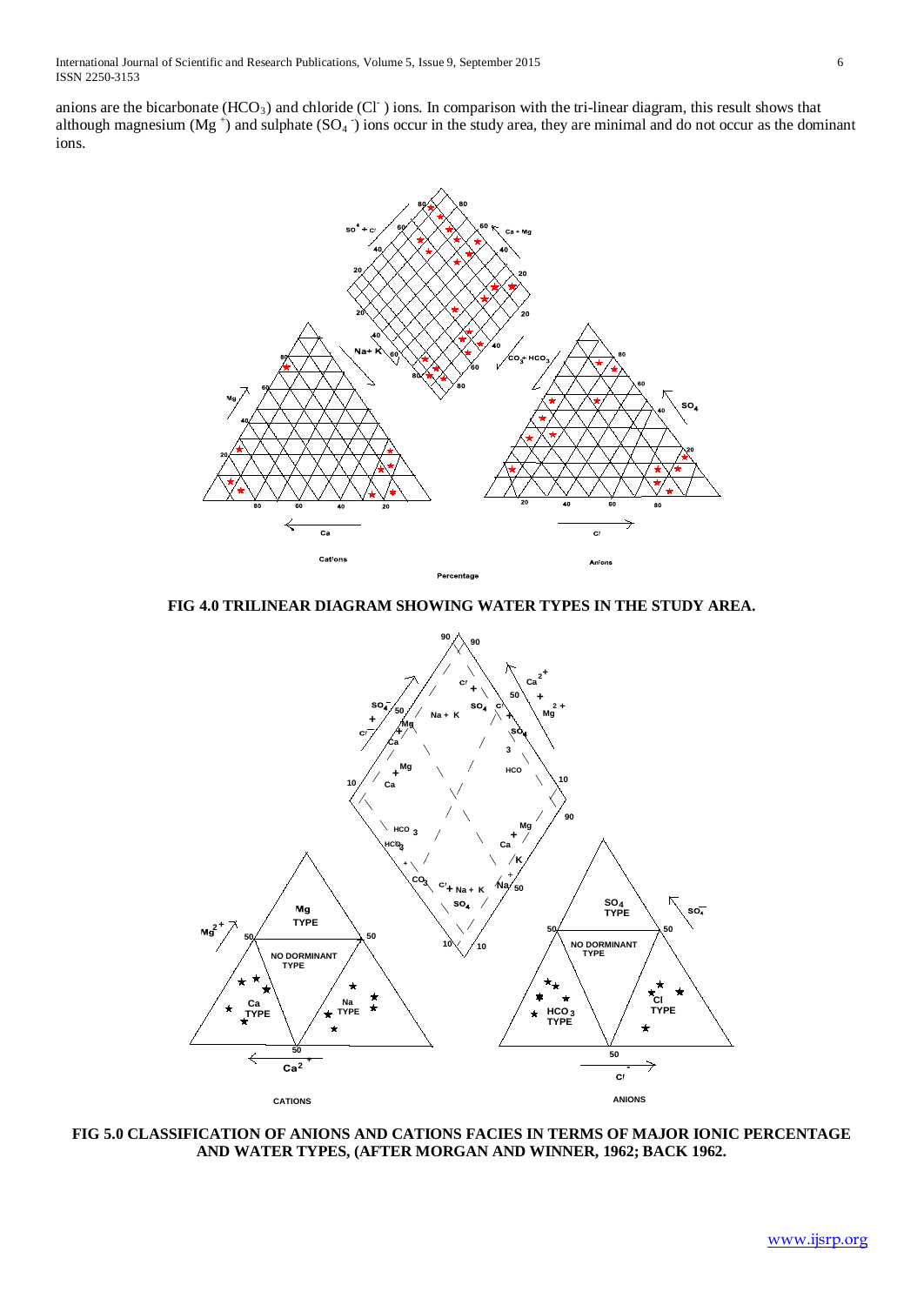anions are the bicarbonate ($HCO_3$) and chloride ($Cl^-$) ions. In comparison with the tri-linear diagram, this result shows that although magnesium ($Mg^+$) and sulphate ($SO_4^-$) ions occur in the study area, they are minimal and do not occur as the dominant ions.

**FIG 4.0 TRILINEAR DIAGRAM SHOWING WATER TYPES IN THE STUDY AREA.**

**FIG 5.0 CLASSIFICATION OF ANIONS AND CATIONS FACIES IN TERMS OF MAJOR IONIC PERCENTAGE AND WATER TYPES, (AFTER MORGAN AND WINNER, 1962; BACK 1962.**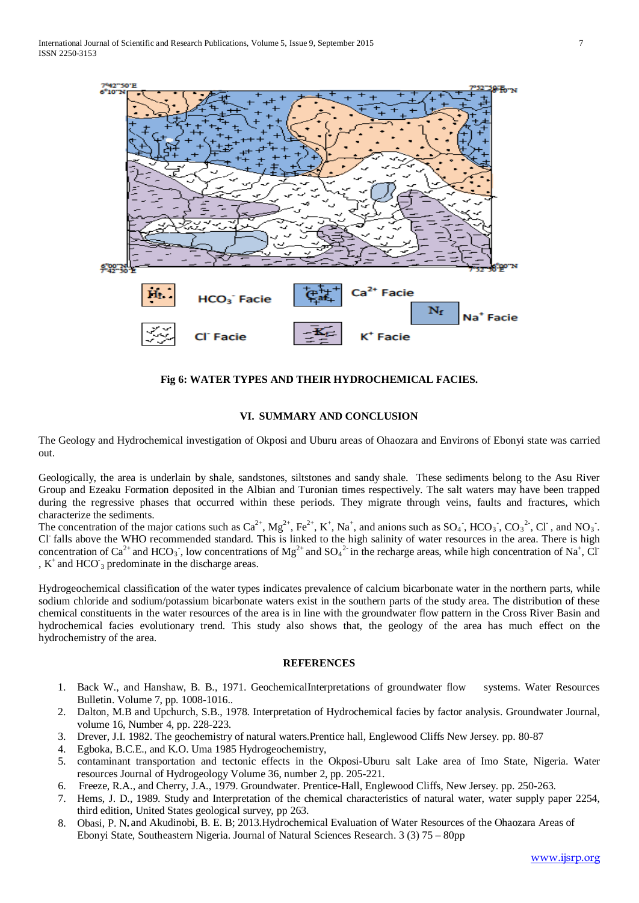Fig 6: WATER TYPES AND THEIR HYDROCHEMICAL FACIES.

## VI. SUMMARY AND CONCLUSION

The Geology and Hydrochemical investigation of Okposi and Uburu areas of Ohaozara and Environs of Ebonyi state was carried out.

Geologically, the area is underlain by shale, sandstones, siltstones and sandy shale. These sediments belong to the Asu River Group and Ezeaku Formation deposited in the Albian and Turonian times respectively. The salt waters may have been trapped during the regressive phases that occurred within these periods. They migrate through veins, faults and fractures, which characterize the sediments.
The concentration of the major cations such as $Ca^{2+}$, $Mg^{2+}$, $Fe^{2+}$, $K^{+}$, $Na^{+}$, and anions such as $SO_4^{-}$, $HCO_3^{-}$, $CO_3^{2-}$, $Cl^{-}$, and $NO_3^{-}$. $Cl^{-}$ falls above the WHO recommended standard. This is linked to the high salinity of water resources in the area. There is high concentration of $Ca^{2+}$ and $HCO_3^{-}$, low concentrations of $Mg^{2+}$ and $SO_4^{2-}$ in the recharge areas, while high concentration of $Na^{+}$, $Cl^{-}$, $K^{+}$ and $HCO^{-}_3$ predominate in the discharge areas.

Hydrogeochemical classification of the water types indicates prevalence of calcium bicarbonate water in the northern parts, while sodium chloride and sodium/potassium bicarbonate waters exist in the southern parts of the study area. The distribution of these chemical constituents in the water resources of the area is in line with the groundwater flow pattern in the Cross River Basin and hydrochemical facies evolutionary trend. This study also shows that, the geology of the area has much effect on the hydrochemistry of the area.

## REFERENCES

1. Back W., and Hanshaw, B. B., 1971. GeochemicalInterpretations of groundwater flow systems. Water Resources Bulletin. Volume 7, pp. 1008-1016..
2. Dalton, M.B and Upchurch, S.B., 1978. Interpretation of Hydrochemical facies by factor analysis. Groundwater Journal, volume 16, Number 4, pp. 228-223.
3. Drever, J.I. 1982. The geochemistry of natural waters.Prentice hall, Englewood Cliffs New Jersey. pp. 80-87
4. Egboka, B.C.E., and K.O. Uma 1985 Hydrogeochemistry,
5. contaminant transportation and tectonic effects in the Okposi-Uburu salt Lake area of Imo State, Nigeria. Water resources Journal of Hydrogeology Volume 36, number 2, pp. 205-221.
6. Freeze, R.A., and Cherry, J.A., 1979. Groundwater. Prentice-Hall, Englewood Cliffs, New Jersey. pp. 250-263.
7. Hems, J. D., 1989. Study and Interpretation of the chemical characteristics of natural water, water supply paper 2254, third edition, United States geological survey, pp 263.
8. Obasi, P. N. and Akudinobi, B. E. B; 2013.Hydrochemical Evaluation of Water Resources of the Ohaozara Areas of Ebonyi State, Southeastern Nigeria. Journal of Natural Sciences Research. 3 (3) 75 – 80pp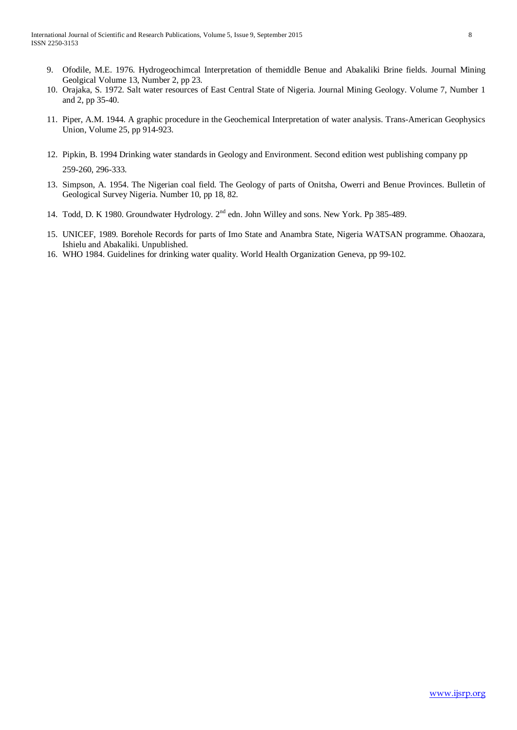9. Ofodile, M.E. 1976. Hydrogeochimcal Interpretation of themiddle Benue and Abakaliki Brine fields. Journal Mining Geolgical Volume 13, Number 2, pp 23.
10. Orajaka, S. 1972. Salt water resources of East Central State of Nigeria. Journal Mining Geology. Volume 7, Number 1 and 2, pp 35-40.
11. Piper, A.M. 1944. A graphic procedure in the Geochemical Interpretation of water analysis. Trans-American Geophysics Union, Volume 25, pp 914-923.
12. Pipkin, B. 1994 Drinking water standards in Geology and Environment. Second edition west publishing company pp 259-260, 296-333.
13. Simpson, A. 1954. The Nigerian coal field. The Geology of parts of Onitsha, Owerri and Benue Provinces. Bulletin of Geological Survey Nigeria. Number 10, pp 18, 82.
14. Todd, D. K 1980. Groundwater Hydrology. 2nd edn. John Willey and sons. New York. Pp 385-489.
15. UNICEF, 1989. Borehole Records for parts of Imo State and Anambra State, Nigeria WATSAN programme. Ohaozara, Ishielu and Abakaliki. Unpublished.
16. WHO 1984. Guidelines for drinking water quality. World Health Organization Geneva, pp 99-102.